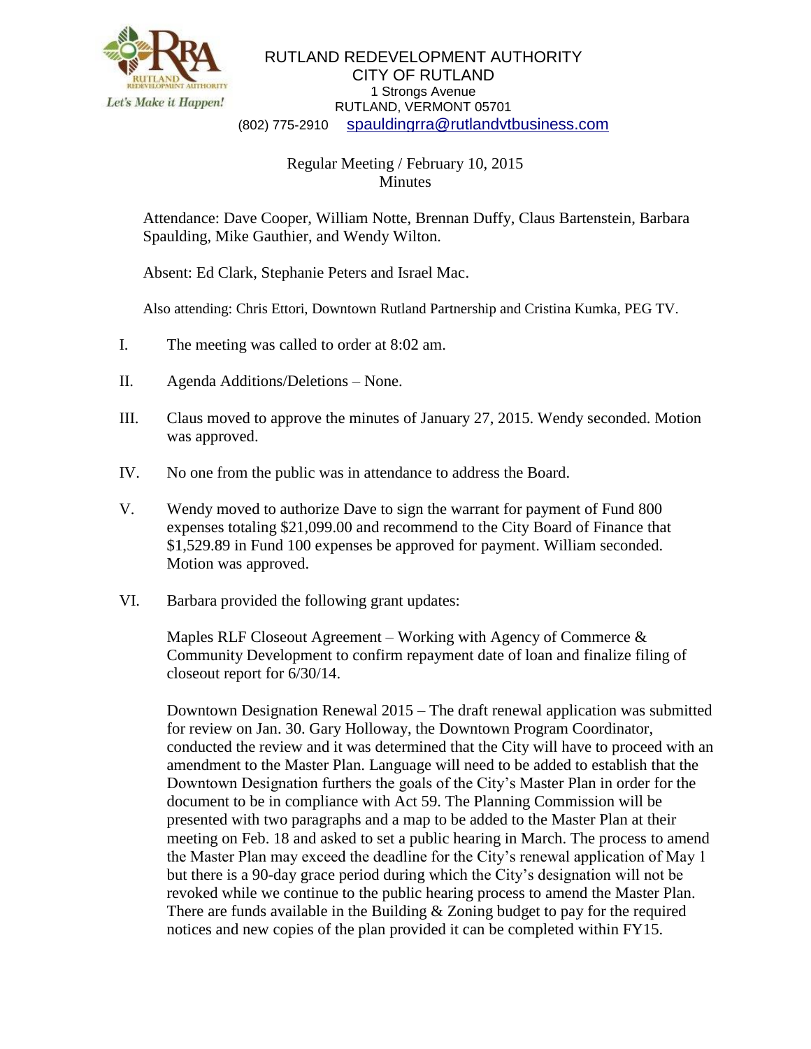RUTLAND REDEVELOPMENT AUTHORITY
CITY OF RUTLAND
1 Strongs Avenue
RUTLAND, VERMONT 05701
(802) 775-2910 spauldingrra@rutlandvtbusiness.com

Regular Meeting / February 10, 2015
Minutes

Attendance: Dave Cooper, William Notte, Brennan Duffy, Claus Bartenstein, Barbara Spaulding, Mike Gauthier, and Wendy Wilton.

Absent: Ed Clark, Stephanie Peters and Israel Mac.

Also attending: Chris Ettori, Downtown Rutland Partnership and Cristina Kumka, PEG TV.

I. The meeting was called to order at 8:02 am.

II. Agenda Additions/Deletions – None.

III. Claus moved to approve the minutes of January 27, 2015. Wendy seconded. Motion was approved.

IV. No one from the public was in attendance to address the Board.

V. Wendy moved to authorize Dave to sign the warrant for payment of Fund 800 expenses totaling $21,099.00 and recommend to the City Board of Finance that $1,529.89 in Fund 100 expenses be approved for payment. William seconded. Motion was approved.

VI. Barbara provided the following grant updates:

Maples RLF Closeout Agreement – Working with Agency of Commerce & Community Development to confirm repayment date of loan and finalize filing of closeout report for 6/30/14.

Downtown Designation Renewal 2015 – The draft renewal application was submitted for review on Jan. 30. Gary Holloway, the Downtown Program Coordinator, conducted the review and it was determined that the City will have to proceed with an amendment to the Master Plan. Language will need to be added to establish that the Downtown Designation furthers the goals of the City's Master Plan in order for the document to be in compliance with Act 59. The Planning Commission will be presented with two paragraphs and a map to be added to the Master Plan at their meeting on Feb. 18 and asked to set a public hearing in March. The process to amend the Master Plan may exceed the deadline for the City's renewal application of May 1 but there is a 90-day grace period during which the City's designation will not be revoked while we continue to the public hearing process to amend the Master Plan. There are funds available in the Building & Zoning budget to pay for the required notices and new copies of the plan provided it can be completed within FY15.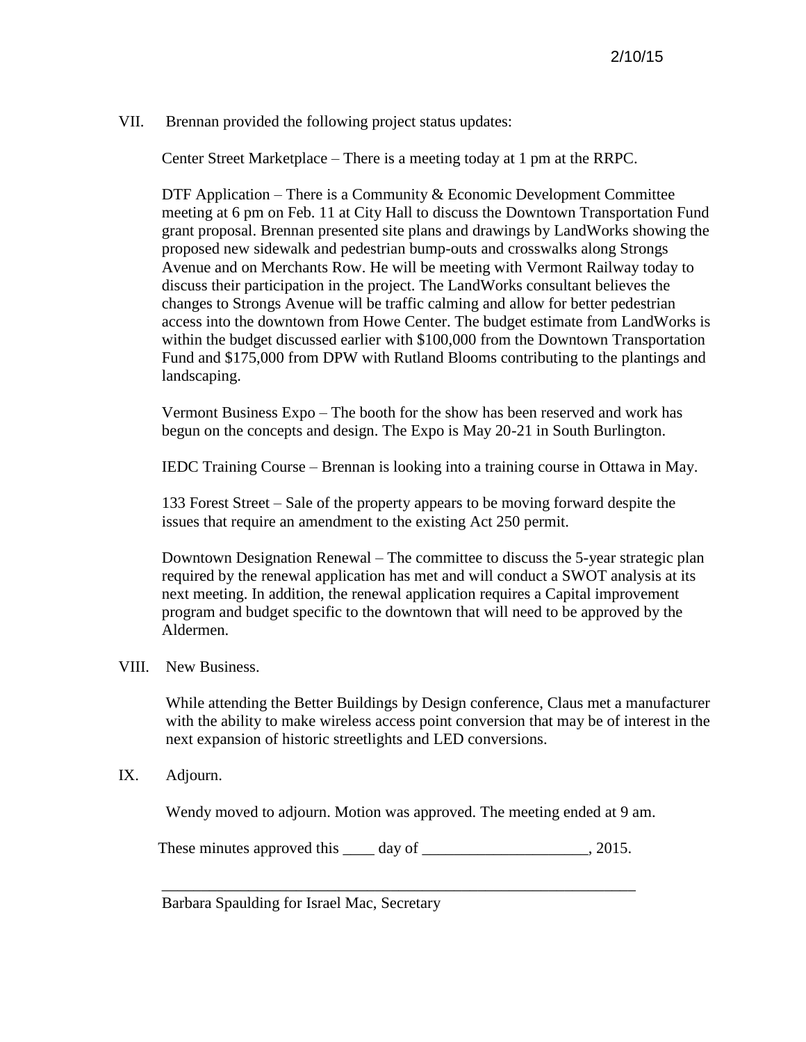VII. Brennan provided the following project status updates:

Center Street Marketplace – There is a meeting today at 1 pm at the RRPC.

DTF Application – There is a Community & Economic Development Committee meeting at 6 pm on Feb. 11 at City Hall to discuss the Downtown Transportation Fund grant proposal. Brennan presented site plans and drawings by LandWorks showing the proposed new sidewalk and pedestrian bump-outs and crosswalks along Strongs Avenue and on Merchants Row. He will be meeting with Vermont Railway today to discuss their participation in the project. The LandWorks consultant believes the changes to Strongs Avenue will be traffic calming and allow for better pedestrian access into the downtown from Howe Center. The budget estimate from LandWorks is within the budget discussed earlier with $100,000 from the Downtown Transportation Fund and $175,000 from DPW with Rutland Blooms contributing to the plantings and landscaping.

Vermont Business Expo – The booth for the show has been reserved and work has begun on the concepts and design. The Expo is May 20-21 in South Burlington.

IEDC Training Course – Brennan is looking into a training course in Ottawa in May.

133 Forest Street – Sale of the property appears to be moving forward despite the issues that require an amendment to the existing Act 250 permit.

Downtown Designation Renewal – The committee to discuss the 5-year strategic plan required by the renewal application has met and will conduct a SWOT analysis at its next meeting. In addition, the renewal application requires a Capital improvement program and budget specific to the downtown that will need to be approved by the Aldermen.

VIII. New Business.

While attending the Better Buildings by Design conference, Claus met a manufacturer with the ability to make wireless access point conversion that may be of interest in the next expansion of historic streetlights and LED conversions.

IX. Adjourn.

Wendy moved to adjourn. Motion was approved. The meeting ended at 9 am.

These minutes approved this ____ day of ____________________, 2015.

_______________________________________________________________

Barbara Spaulding for Israel Mac, Secretary